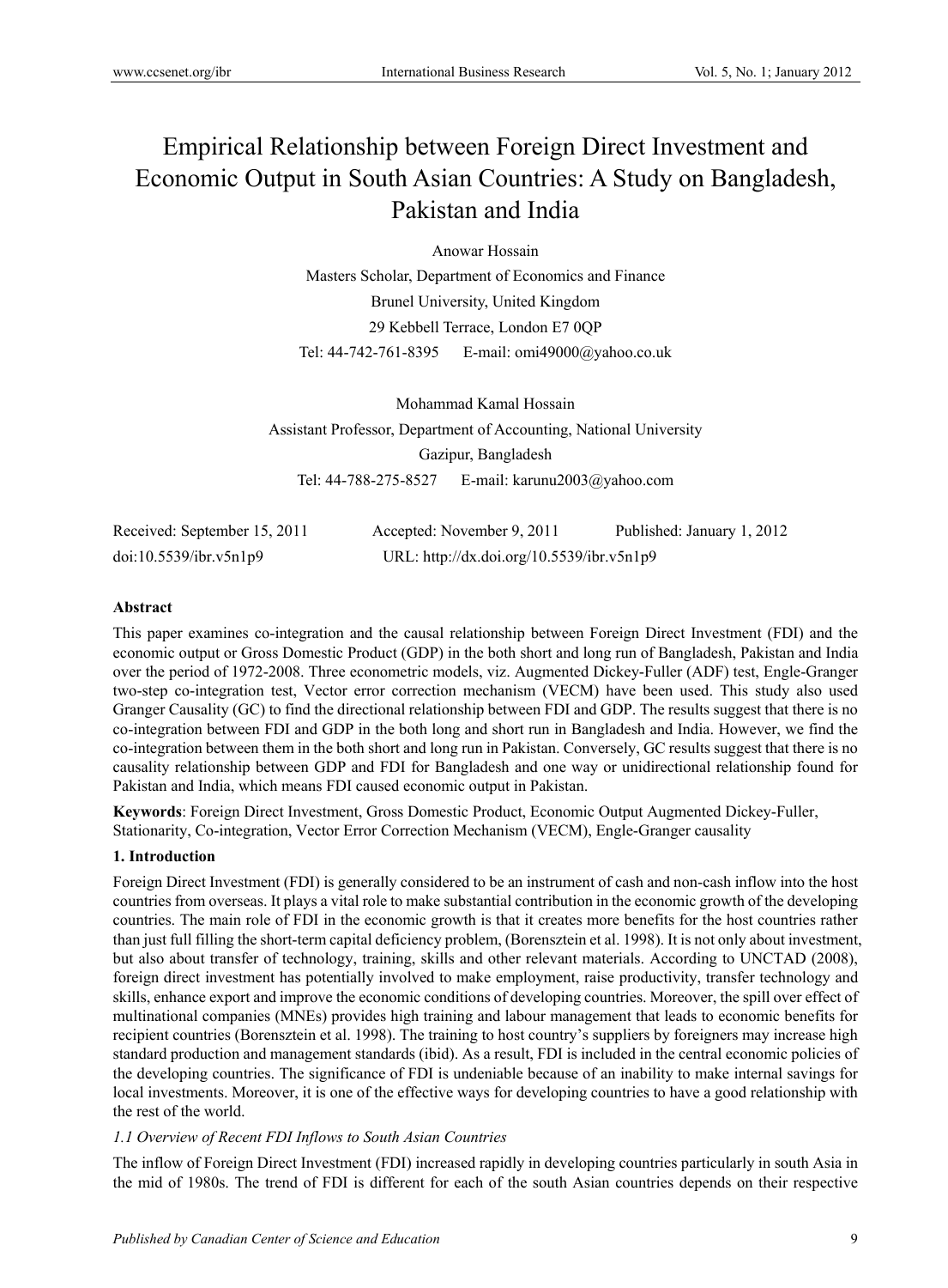# Empirical Relationship between Foreign Direct Investment and Economic Output in South Asian Countries: A Study on Bangladesh, Pakistan and India

Anowar Hossain

Masters Scholar, Department of Economics and Finance

Brunel University, United Kingdom

29 Kebbell Terrace, London E7 0QP

Tel: 44-742-761-8395 E-mail: omi49000@yahoo.co.uk

Mohammad Kamal Hossain

Assistant Professor, Department of Accounting, National University

Gazipur, Bangladesh

Tel: 44-788-275-8527 E-mail: karunu2003@yahoo.com

Received: September 15, 2011 Accepted: November 9, 2011 Published: January 1, 2012

doi:10.5539/ibr.v5n1p9 URL: http://dx.doi.org/10.5539/ibr.v5n1p9

## Abstract

This paper examines co-integration and the causal relationship between Foreign Direct Investment (FDI) and the economic output or Gross Domestic Product (GDP) in the both short and long run of Bangladesh, Pakistan and India over the period of 1972-2008. Three econometric models, viz. Augmented Dickey-Fuller (ADF) test, Engle-Granger two-step co-integration test, Vector error correction mechanism (VECM) have been used. This study also used Granger Causality (GC) to find the directional relationship between FDI and GDP. The results suggest that there is no co-integration between FDI and GDP in the both long and short run in Bangladesh and India. However, we find the co-integration between them in the both short and long run in Pakistan. Conversely, GC results suggest that there is no causality relationship between GDP and FDI for Bangladesh and one way or unidirectional relationship found for Pakistan and India, which means FDI caused economic output in Pakistan.

**Keywords**: Foreign Direct Investment, Gross Domestic Product, Economic Output Augmented Dickey-Fuller, Stationarity, Co-integration, Vector Error Correction Mechanism (VECM), Engle-Granger causality

## 1. Introduction

Foreign Direct Investment (FDI) is generally considered to be an instrument of cash and non-cash inflow into the host countries from overseas. It plays a vital role to make substantial contribution in the economic growth of the developing countries. The main role of FDI in the economic growth is that it creates more benefits for the host countries rather than just full filling the short-term capital deficiency problem, (Borensztein et al. 1998). It is not only about investment, but also about transfer of technology, training, skills and other relevant materials. According to UNCTAD (2008), foreign direct investment has potentially involved to make employment, raise productivity, transfer technology and skills, enhance export and improve the economic conditions of developing countries. Moreover, the spill over effect of multinational companies (MNEs) provides high training and labour management that leads to economic benefits for recipient countries (Borensztein et al. 1998). The training to host country's suppliers by foreigners may increase high standard production and management standards (ibid). As a result, FDI is included in the central economic policies of the developing countries. The significance of FDI is undeniable because of an inability to make internal savings for local investments. Moreover, it is one of the effective ways for developing countries to have a good relationship with the rest of the world.

### *1.1 Overview of Recent FDI Inflows to South Asian Countries*

The inflow of Foreign Direct Investment (FDI) increased rapidly in developing countries particularly in south Asia in the mid of 1980s. The trend of FDI is different for each of the south Asian countries depends on their respective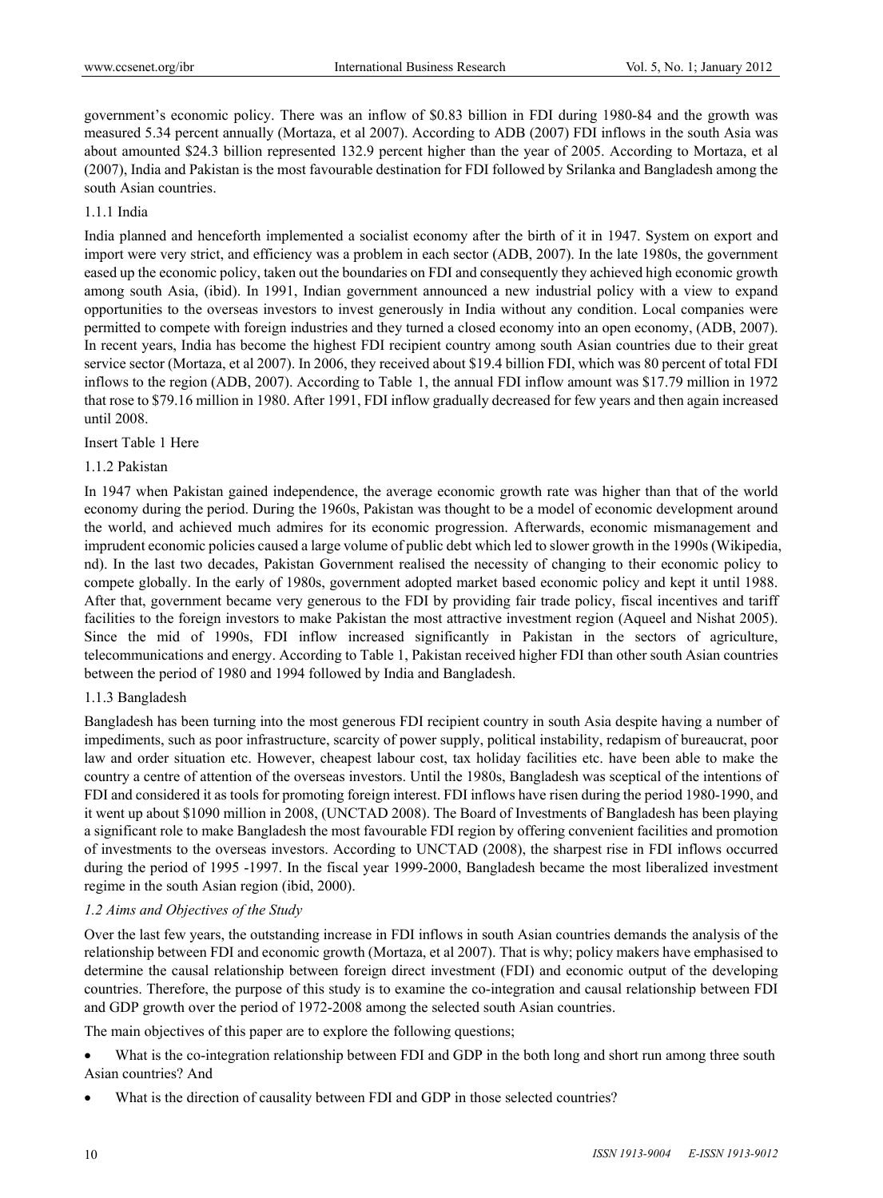government's economic policy. There was an inflow of $0.83 billion in FDI during 1980-84 and the growth was measured 5.34 percent annually (Mortaza, et al 2007). According to ADB (2007) FDI inflows in the south Asia was about amounted $24.3 billion represented 132.9 percent higher than the year of 2005. According to Mortaza, et al (2007), India and Pakistan is the most favourable destination for FDI followed by Srilanka and Bangladesh among the south Asian countries.

#### 1.1.1 India

India planned and henceforth implemented a socialist economy after the birth of it in 1947. System on export and import were very strict, and efficiency was a problem in each sector (ADB, 2007). In the late 1980s, the government eased up the economic policy, taken out the boundaries on FDI and consequently they achieved high economic growth among south Asia, (ibid). In 1991, Indian government announced a new industrial policy with a view to expand opportunities to the overseas investors to invest generously in India without any condition. Local companies were permitted to compete with foreign industries and they turned a closed economy into an open economy, (ADB, 2007). In recent years, India has become the highest FDI recipient country among south Asian countries due to their great service sector (Mortaza, et al 2007). In 2006, they received about $19.4 billion FDI, which was 80 percent of total FDI inflows to the region (ADB, 2007). According to Table 1, the annual FDI inflow amount was $17.79 million in 1972 that rose to $79.16 million in 1980. After 1991, FDI inflow gradually decreased for few years and then again increased until 2008.

Insert Table 1 Here

#### 1.1.2 Pakistan

In 1947 when Pakistan gained independence, the average economic growth rate was higher than that of the world economy during the period. During the 1960s, Pakistan was thought to be a model of economic development around the world, and achieved much admires for its economic progression. Afterwards, economic mismanagement and imprudent economic policies caused a large volume of public debt which led to slower growth in the 1990s (Wikipedia, nd). In the last two decades, Pakistan Government realised the necessity of changing to their economic policy to compete globally. In the early of 1980s, government adopted market based economic policy and kept it until 1988. After that, government became very generous to the FDI by providing fair trade policy, fiscal incentives and tariff facilities to the foreign investors to make Pakistan the most attractive investment region (Aqueel and Nishat 2005). Since the mid of 1990s, FDI inflow increased significantly in Pakistan in the sectors of agriculture, telecommunications and energy. According to Table 1, Pakistan received higher FDI than other south Asian countries between the period of 1980 and 1994 followed by India and Bangladesh.

#### 1.1.3 Bangladesh

Bangladesh has been turning into the most generous FDI recipient country in south Asia despite having a number of impediments, such as poor infrastructure, scarcity of power supply, political instability, redapism of bureaucrat, poor law and order situation etc. However, cheapest labour cost, tax holiday facilities etc. have been able to make the country a centre of attention of the overseas investors. Until the 1980s, Bangladesh was sceptical of the intentions of FDI and considered it as tools for promoting foreign interest. FDI inflows have risen during the period 1980-1990, and it went up about $1090 million in 2008, (UNCTAD 2008). The Board of Investments of Bangladesh has been playing a significant role to make Bangladesh the most favourable FDI region by offering convenient facilities and promotion of investments to the overseas investors. According to UNCTAD (2008), the sharpest rise in FDI inflows occurred during the period of 1995 -1997. In the fiscal year 1999-2000, Bangladesh became the most liberalized investment regime in the south Asian region (ibid, 2000).

### *1.2 Aims and Objectives of the Study*

Over the last few years, the outstanding increase in FDI inflows in south Asian countries demands the analysis of the relationship between FDI and economic growth (Mortaza, et al 2007). That is why; policy makers have emphasised to determine the causal relationship between foreign direct investment (FDI) and economic output of the developing countries. Therefore, the purpose of this study is to examine the co-integration and causal relationship between FDI and GDP growth over the period of 1972-2008 among the selected south Asian countries.

The main objectives of this paper are to explore the following questions;

- What is the co-integration relationship between FDI and GDP in the both long and short run among three south Asian countries? And
- What is the direction of causality between FDI and GDP in those selected countries?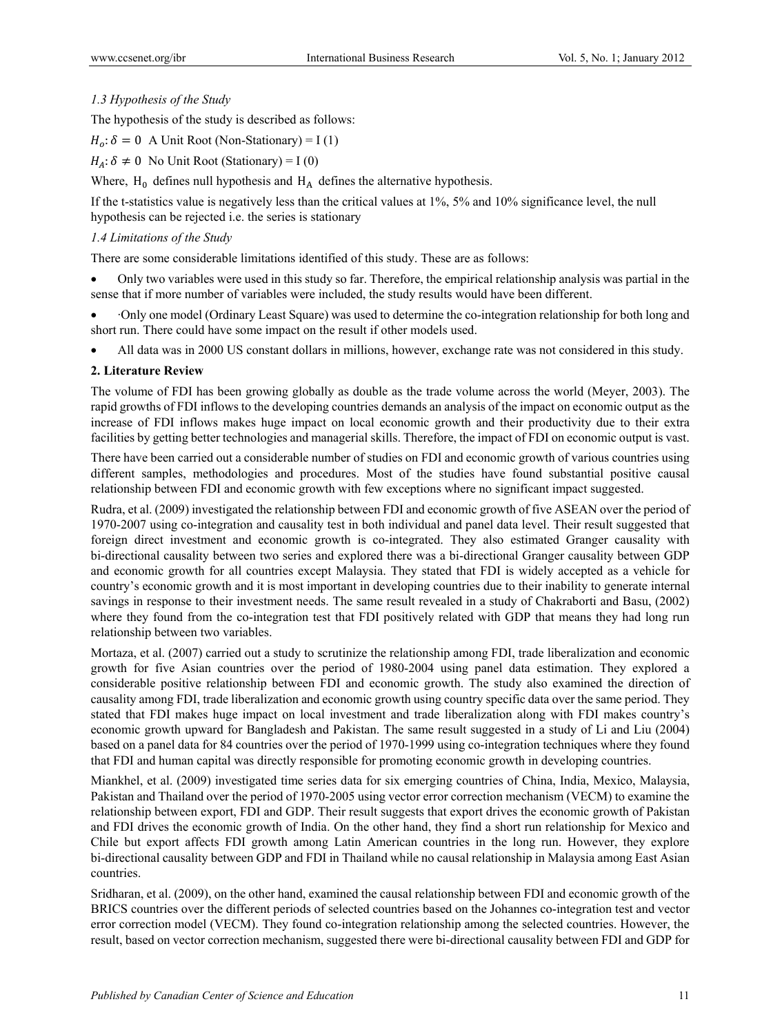*1.3 Hypothesis of the Study*

The hypothesis of the study is described as follows:

$H_o: \delta = 0$ A Unit Root (Non-Stationary) = I (1)

$H_A: \delta \neq 0$ No Unit Root (Stationary) = I (0)

Where, $\mathrm{H_0}$ defines null hypothesis and $\mathrm{H_A}$ defines the alternative hypothesis.

If the t-statistics value is negatively less than the critical values at 1%, 5% and 10% significance level, the null hypothesis can be rejected i.e. the series is stationary

*1.4 Limitations of the Study*

There are some considerable limitations identified of this study. These are as follows:

- Only two variables were used in this study so far. Therefore, the empirical relationship analysis was partial in the sense that if more number of variables were included, the study results would have been different.
- ·Only one model (Ordinary Least Square) was used to determine the co-integration relationship for both long and short run. There could have some impact on the result if other models used.
- All data was in 2000 US constant dollars in millions, however, exchange rate was not considered in this study.

## 2. Literature Review

The volume of FDI has been growing globally as double as the trade volume across the world (Meyer, 2003). The rapid growths of FDI inflows to the developing countries demands an analysis of the impact on economic output as the increase of FDI inflows makes huge impact on local economic growth and their productivity due to their extra facilities by getting better technologies and managerial skills. Therefore, the impact of FDI on economic output is vast.

There have been carried out a considerable number of studies on FDI and economic growth of various countries using different samples, methodologies and procedures. Most of the studies have found substantial positive causal relationship between FDI and economic growth with few exceptions where no significant impact suggested.

Rudra, et al. (2009) investigated the relationship between FDI and economic growth of five ASEAN over the period of 1970-2007 using co-integration and causality test in both individual and panel data level. Their result suggested that foreign direct investment and economic growth is co-integrated. They also estimated Granger causality with bi-directional causality between two series and explored there was a bi-directional Granger causality between GDP and economic growth for all countries except Malaysia. They stated that FDI is widely accepted as a vehicle for country's economic growth and it is most important in developing countries due to their inability to generate internal savings in response to their investment needs. The same result revealed in a study of Chakraborti and Basu, (2002) where they found from the co-integration test that FDI positively related with GDP that means they had long run relationship between two variables.

Mortaza, et al. (2007) carried out a study to scrutinize the relationship among FDI, trade liberalization and economic growth for five Asian countries over the period of 1980-2004 using panel data estimation. They explored a considerable positive relationship between FDI and economic growth. The study also examined the direction of causality among FDI, trade liberalization and economic growth using country specific data over the same period. They stated that FDI makes huge impact on local investment and trade liberalization along with FDI makes country's economic growth upward for Bangladesh and Pakistan. The same result suggested in a study of Li and Liu (2004) based on a panel data for 84 countries over the period of 1970-1999 using co-integration techniques where they found that FDI and human capital was directly responsible for promoting economic growth in developing countries.

Miankhel, et al. (2009) investigated time series data for six emerging countries of China, India, Mexico, Malaysia, Pakistan and Thailand over the period of 1970-2005 using vector error correction mechanism (VECM) to examine the relationship between export, FDI and GDP. Their result suggests that export drives the economic growth of Pakistan and FDI drives the economic growth of India. On the other hand, they find a short run relationship for Mexico and Chile but export affects FDI growth among Latin American countries in the long run. However, they explore bi-directional causality between GDP and FDI in Thailand while no causal relationship in Malaysia among East Asian countries.

Sridharan, et al. (2009), on the other hand, examined the causal relationship between FDI and economic growth of the BRICS countries over the different periods of selected countries based on the Johannes co-integration test and vector error correction model (VECM). They found co-integration relationship among the selected countries. However, the result, based on vector correction mechanism, suggested there were bi-directional causality between FDI and GDP for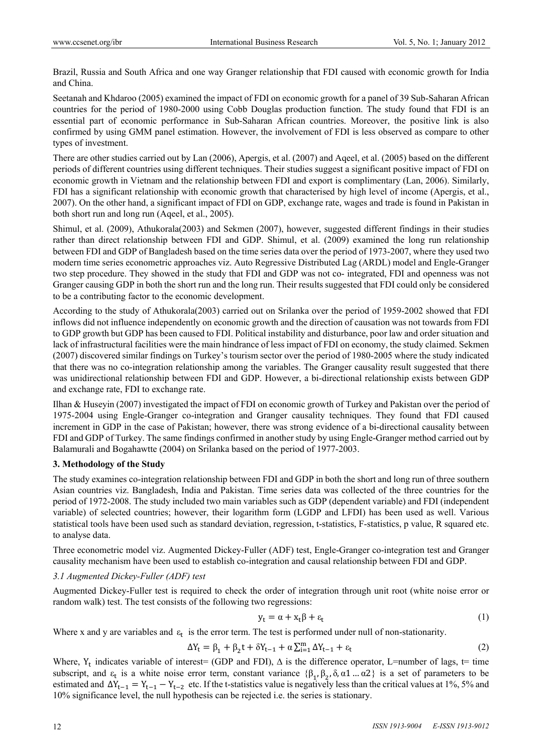Brazil, Russia and South Africa and one way Granger relationship that FDI caused with economic growth for India and China.

Seetanah and Khdaroo (2005) examined the impact of FDI on economic growth for a panel of 39 Sub-Saharan African countries for the period of 1980-2000 using Cobb Douglas production function. The study found that FDI is an essential part of economic performance in Sub-Saharan African countries. Moreover, the positive link is also confirmed by using GMM panel estimation. However, the involvement of FDI is less observed as compare to other types of investment.

There are other studies carried out by Lan (2006), Apergis, et al. (2007) and Aqeel, et al. (2005) based on the different periods of different countries using different techniques. Their studies suggest a significant positive impact of FDI on economic growth in Vietnam and the relationship between FDI and export is complimentary (Lan, 2006). Similarly, FDI has a significant relationship with economic growth that characterised by high level of income (Apergis, et al., 2007). On the other hand, a significant impact of FDI on GDP, exchange rate, wages and trade is found in Pakistan in both short run and long run (Aqeel, et al., 2005).

Shimul, et al. (2009), Athukorala(2003) and Sekmen (2007), however, suggested different findings in their studies rather than direct relationship between FDI and GDP. Shimul, et al. (2009) examined the long run relationship between FDI and GDP of Bangladesh based on the time series data over the period of 1973-2007, where they used two modern time series econometric approaches viz. Auto Regressive Distributed Lag (ARDL) model and Engle-Granger two step procedure. They showed in the study that FDI and GDP was not co- integrated, FDI and openness was not Granger causing GDP in both the short run and the long run. Their results suggested that FDI could only be considered to be a contributing factor to the economic development.

According to the study of Athukorala(2003) carried out on Srilanka over the period of 1959-2002 showed that FDI inflows did not influence independently on economic growth and the direction of causation was not towards from FDI to GDP growth but GDP has been caused to FDI. Political instability and disturbance, poor law and order situation and lack of infrastructural facilities were the main hindrance of less impact of FDI on economy, the study claimed. Sekmen (2007) discovered similar findings on Turkey's tourism sector over the period of 1980-2005 where the study indicated that there was no co-integration relationship among the variables. The Granger causality result suggested that there was unidirectional relationship between FDI and GDP. However, a bi-directional relationship exists between GDP and exchange rate, FDI to exchange rate.

Ilhan & Huseyin (2007) investigated the impact of FDI on economic growth of Turkey and Pakistan over the period of 1975-2004 using Engle-Granger co-integration and Granger causality techniques. They found that FDI caused increment in GDP in the case of Pakistan; however, there was strong evidence of a bi-directional causality between FDI and GDP of Turkey. The same findings confirmed in another study by using Engle-Granger method carried out by Balamurali and Bogahawtte (2004) on Srilanka based on the period of 1977-2003.

## 3. Methodology of the Study

The study examines co-integration relationship between FDI and GDP in both the short and long run of three southern Asian countries viz. Bangladesh, India and Pakistan. Time series data was collected of the three countries for the period of 1972-2008. The study included two main variables such as GDP (dependent variable) and FDI (independent variable) of selected countries; however, their logarithm form (LGDP and LFDI) has been used as well. Various statistical tools have been used such as standard deviation, regression, t-statistics, F-statistics, p value, R squared etc. to analyse data.

Three econometric model viz. Augmented Dickey-Fuller (ADF) test, Engle-Granger co-integration test and Granger causality mechanism have been used to establish co-integration and causal relationship between FDI and GDP.

### *3.1 Augmented Dickey-Fuller (ADF) test*

Augmented Dickey-Fuller test is required to check the order of integration through unit root (white noise error or random walk) test. The test consists of the following two regressions:

$$y_t = \alpha + x_t\beta + \varepsilon_t \tag{1}$$

Where x and y are variables and $\varepsilon_t$ is the error term. The test is performed under null of non-stationarity.

$$\Delta Y_t = \beta_1 + \beta_2 t + \delta Y_{t-1} + \alpha \sum_{i=1}^{m} \Delta Y_{t-1} + \varepsilon_t \tag{2}$$

Where, $Y_t$ indicates variable of interest= (GDP and FDI), $\Delta$ is the difference operator, L=number of lags, t= time subscript, and $\varepsilon_t$ is a white noise error term, constant variance $\{\beta_1, \beta_2, \delta, \alpha 1 \ldots \alpha 2\}$ is a set of parameters to be estimated and $\Delta Y_{t-1} = Y_{t-1} - Y_{t-2}$ etc. If the t-statistics value is negatively less than the critical values at 1%, 5% and 10% significance level, the null hypothesis can be rejected i.e. the series is stationary.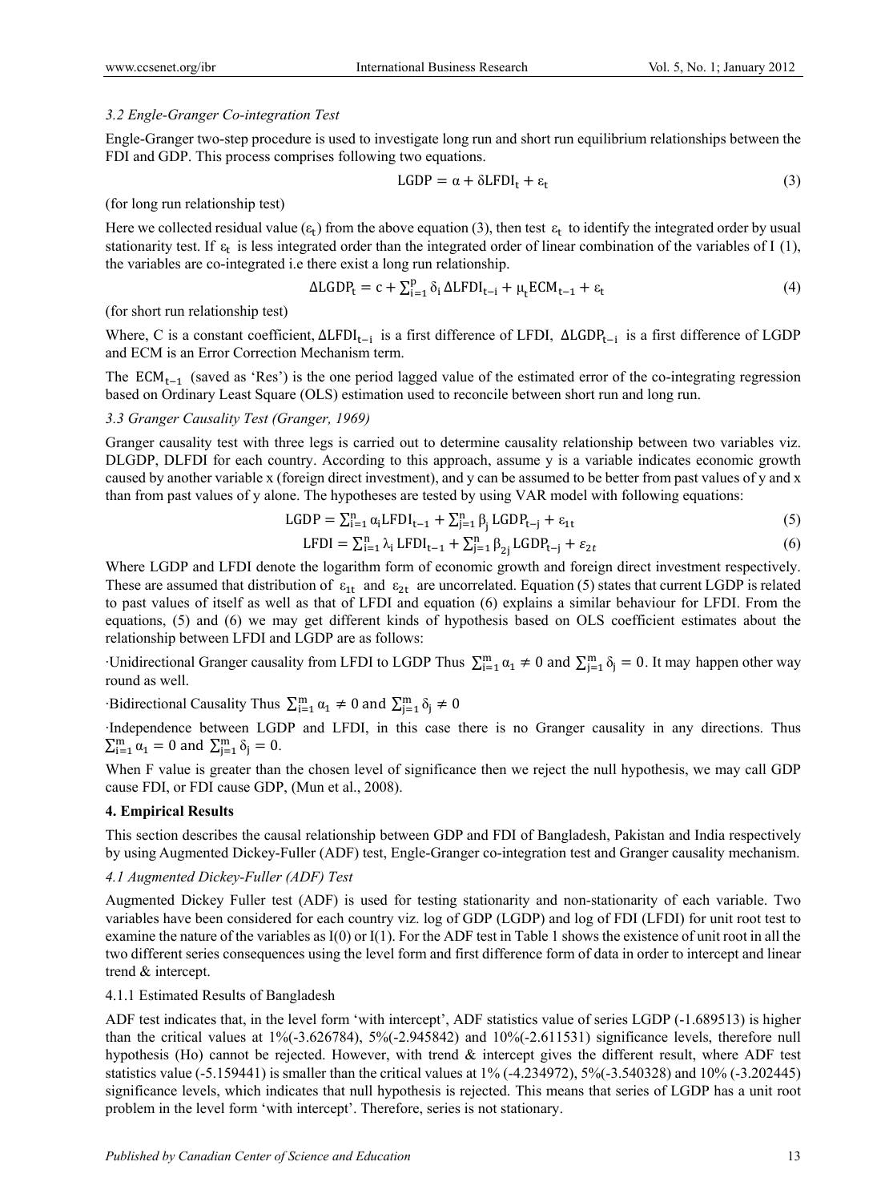### *3.2 Engle-Granger Co-integration Test*

Engle-Granger two-step procedure is used to investigate long run and short run equilibrium relationships between the FDI and GDP. This process comprises following two equations.

$$\text{LGDP} = \alpha + \delta \text{LFDI}_t + \varepsilon_t \tag{3}$$

(for long run relationship test)

Here we collected residual value ($\varepsilon_t$) from the above equation (3), then test $\varepsilon_t$ to identify the integrated order by usual stationarity test. If $\varepsilon_t$ is less integrated order than the integrated order of linear combination of the variables of I (1), the variables are co-integrated i.e there exist a long run relationship.

$$\Delta \text{LGDP}_t = c + \sum_{i=1}^{p} \delta_i \, \Delta \text{LFDI}_{t-i} + \mu_t \text{ECM}_{t-1} + \varepsilon_t \tag{4}$$

(for short run relationship test)

Where, C is a constant coefficient, $\Delta \text{LFDI}_{t-i}$ is a first difference of LFDI, $\Delta \text{LGDP}_{t-i}$ is a first difference of LGDP and ECM is an Error Correction Mechanism term.

The $\text{ECM}_{t-1}$ (saved as 'Res') is the one period lagged value of the estimated error of the co-integrating regression based on Ordinary Least Square (OLS) estimation used to reconcile between short run and long run.

### *3.3 Granger Causality Test (Granger, 1969)*

Granger causality test with three legs is carried out to determine causality relationship between two variables viz. DLGDP, DLFDI for each country. According to this approach, assume y is a variable indicates economic growth caused by another variable x (foreign direct investment), and y can be assumed to be better from past values of y and x than from past values of y alone. The hypotheses are tested by using VAR model with following equations:

$$\text{LGDP} = \sum_{i=1}^{n} \alpha_i \text{LFDI}_{t-1} + \sum_{j=1}^{n} \beta_j \, \text{LGDP}_{t-j} + \varepsilon_{1t} \tag{5}$$

$$\text{LFDI} = \sum_{i=1}^{n} \lambda_i \, \text{LFDI}_{t-1} + \sum_{j=1}^{n} \beta_{2j} \, \text{LGDP}_{t-j} + \varepsilon_{2t} \tag{6}$$

Where LGDP and LFDI denote the logarithm form of economic growth and foreign direct investment respectively. These are assumed that distribution of $\varepsilon_{1t}$ and $\varepsilon_{2t}$ are uncorrelated. Equation (5) states that current LGDP is related to past values of itself as well as that of LFDI and equation (6) explains a similar behaviour for LFDI. From the equations, (5) and (6) we may get different kinds of hypothesis based on OLS coefficient estimates about the relationship between LFDI and LGDP are as follows:

·Unidirectional Granger causality from LFDI to LGDP Thus $\sum_{i=1}^{m} \alpha_1 \neq 0$ and $\sum_{j=1}^{m} \delta_j = 0$. It may happen other way round as well.

·Bidirectional Causality Thus $\sum_{i=1}^{m} \alpha_1 \neq 0$ and $\sum_{j=1}^{m} \delta_j \neq 0$

·Independence between LGDP and LFDI, in this case there is no Granger causality in any directions. Thus $\sum_{i=1}^{m} \alpha_1 = 0$ and $\sum_{j=1}^{m} \delta_j = 0$.

When F value is greater than the chosen level of significance then we reject the null hypothesis, we may call GDP cause FDI, or FDI cause GDP, (Mun et al., 2008).

## **4. Empirical Results**

This section describes the causal relationship between GDP and FDI of Bangladesh, Pakistan and India respectively by using Augmented Dickey-Fuller (ADF) test, Engle-Granger co-integration test and Granger causality mechanism.

### *4.1 Augmented Dickey-Fuller (ADF) Test*

Augmented Dickey Fuller test (ADF) is used for testing stationarity and non-stationarity of each variable. Two variables have been considered for each country viz. log of GDP (LGDP) and log of FDI (LFDI) for unit root test to examine the nature of the variables as I(0) or I(1). For the ADF test in Table 1 shows the existence of unit root in all the two different series consequences using the level form and first difference form of data in order to intercept and linear trend & intercept.

#### 4.1.1 Estimated Results of Bangladesh

ADF test indicates that, in the level form 'with intercept', ADF statistics value of series LGDP (-1.689513) is higher than the critical values at 1%(-3.626784), 5%(-2.945842) and 10%(-2.611531) significance levels, therefore null hypothesis (Ho) cannot be rejected. However, with trend & intercept gives the different result, where ADF test statistics value (-5.159441) is smaller than the critical values at 1% (-4.234972), 5%(-3.540328) and 10% (-3.202445) significance levels, which indicates that null hypothesis is rejected. This means that series of LGDP has a unit root problem in the level form 'with intercept'. Therefore, series is not stationary.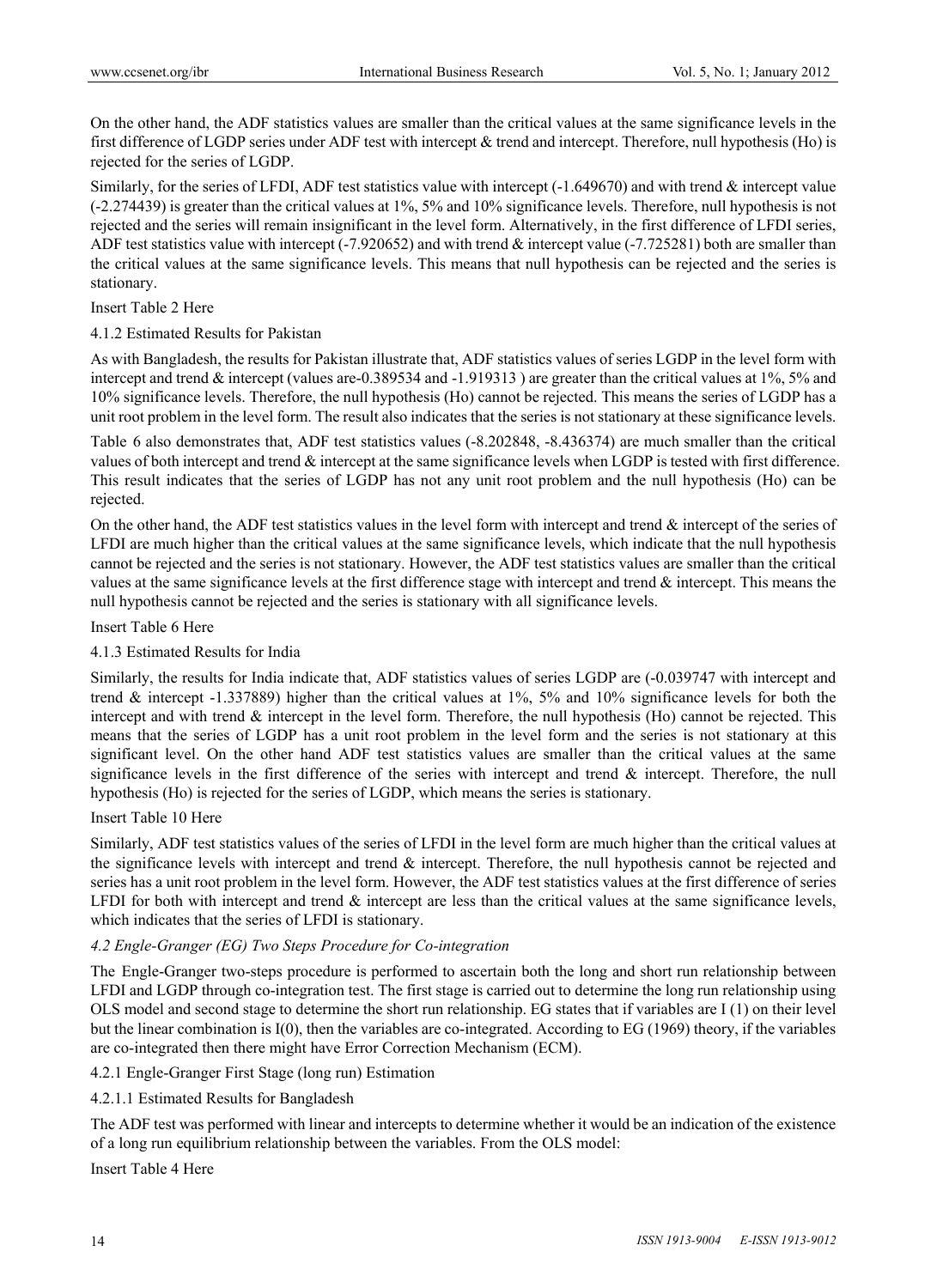On the other hand, the ADF statistics values are smaller than the critical values at the same significance levels in the first difference of LGDP series under ADF test with intercept & trend and intercept. Therefore, null hypothesis (Ho) is rejected for the series of LGDP.

Similarly, for the series of LFDI, ADF test statistics value with intercept (-1.649670) and with trend & intercept value (-2.274439) is greater than the critical values at 1%, 5% and 10% significance levels. Therefore, null hypothesis is not rejected and the series will remain insignificant in the level form. Alternatively, in the first difference of LFDI series, ADF test statistics value with intercept (-7.920652) and with trend & intercept value (-7.725281) both are smaller than the critical values at the same significance levels. This means that null hypothesis can be rejected and the series is stationary.

Insert Table 2 Here

4.1.2 Estimated Results for Pakistan

As with Bangladesh, the results for Pakistan illustrate that, ADF statistics values of series LGDP in the level form with intercept and trend & intercept (values are-0.389534 and -1.919313 ) are greater than the critical values at 1%, 5% and 10% significance levels. Therefore, the null hypothesis (Ho) cannot be rejected. This means the series of LGDP has a unit root problem in the level form. The result also indicates that the series is not stationary at these significance levels.

Table 6 also demonstrates that, ADF test statistics values (-8.202848, -8.436374) are much smaller than the critical values of both intercept and trend & intercept at the same significance levels when LGDP is tested with first difference. This result indicates that the series of LGDP has not any unit root problem and the null hypothesis (Ho) can be rejected.

On the other hand, the ADF test statistics values in the level form with intercept and trend & intercept of the series of LFDI are much higher than the critical values at the same significance levels, which indicate that the null hypothesis cannot be rejected and the series is not stationary. However, the ADF test statistics values are smaller than the critical values at the same significance levels at the first difference stage with intercept and trend & intercept. This means the null hypothesis cannot be rejected and the series is stationary with all significance levels.

Insert Table 6 Here

4.1.3 Estimated Results for India

Similarly, the results for India indicate that, ADF statistics values of series LGDP are (-0.039747 with intercept and trend & intercept -1.337889) higher than the critical values at 1%, 5% and 10% significance levels for both the intercept and with trend & intercept in the level form. Therefore, the null hypothesis (Ho) cannot be rejected. This means that the series of LGDP has a unit root problem in the level form and the series is not stationary at this significant level. On the other hand ADF test statistics values are smaller than the critical values at the same significance levels in the first difference of the series with intercept and trend & intercept. Therefore, the null hypothesis (Ho) is rejected for the series of LGDP, which means the series is stationary.

Insert Table 10 Here

Similarly, ADF test statistics values of the series of LFDI in the level form are much higher than the critical values at the significance levels with intercept and trend & intercept. Therefore, the null hypothesis cannot be rejected and series has a unit root problem in the level form. However, the ADF test statistics values at the first difference of series LFDI for both with intercept and trend & intercept are less than the critical values at the same significance levels, which indicates that the series of LFDI is stationary.

*4.2 Engle-Granger (EG) Two Steps Procedure for Co-integration*

The Engle-Granger two-steps procedure is performed to ascertain both the long and short run relationship between LFDI and LGDP through co-integration test. The first stage is carried out to determine the long run relationship using OLS model and second stage to determine the short run relationship. EG states that if variables are I (1) on their level but the linear combination is I(0), then the variables are co-integrated. According to EG (1969) theory, if the variables are co-integrated then there might have Error Correction Mechanism (ECM).

4.2.1 Engle-Granger First Stage (long run) Estimation

4.2.1.1 Estimated Results for Bangladesh

The ADF test was performed with linear and intercepts to determine whether it would be an indication of the existence of a long run equilibrium relationship between the variables. From the OLS model:

Insert Table 4 Here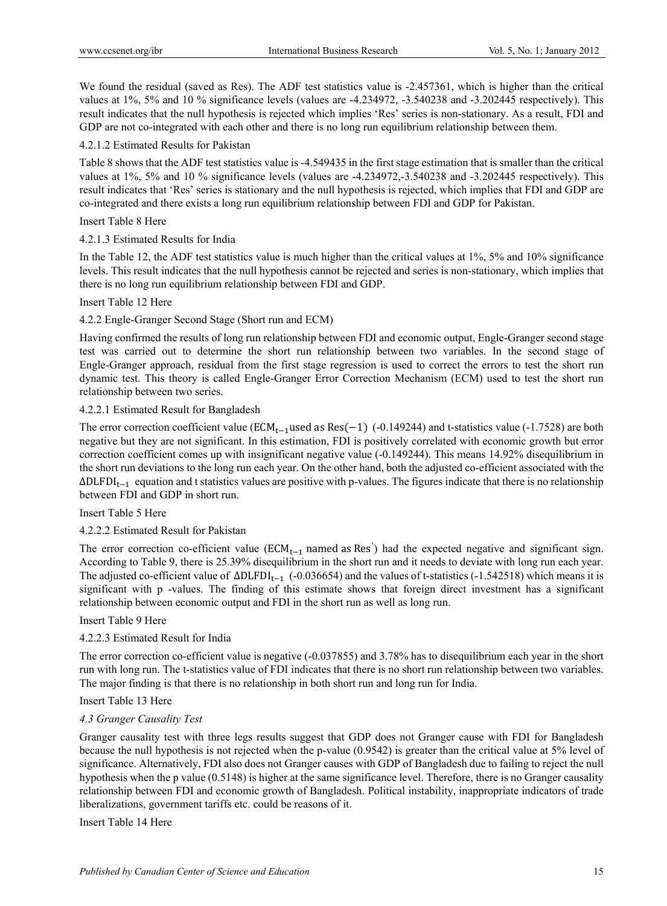We found the residual (saved as Res). The ADF test statistics value is -2.457361, which is higher than the critical values at 1%, 5% and 10 % significance levels (values are -4.234972, -3.540238 and -3.202445 respectively). This result indicates that the null hypothesis is rejected which implies 'Res' series is non-stationary. As a result, FDI and GDP are not co-integrated with each other and there is no long run equilibrium relationship between them.

4.2.1.2 Estimated Results for Pakistan

Table 8 shows that the ADF test statistics value is -4.549435 in the first stage estimation that is smaller than the critical values at 1%, 5% and 10 % significance levels (values are -4.234972,-3.540238 and -3.202445 respectively). This result indicates that 'Res' series is stationary and the null hypothesis is rejected, which implies that FDI and GDP are co-integrated and there exists a long run equilibrium relationship between FDI and GDP for Pakistan.

Insert Table 8 Here

4.2.1.3 Estimated Results for India

In the Table 12, the ADF test statistics value is much higher than the critical values at 1%, 5% and 10% significance levels. This result indicates that the null hypothesis cannot be rejected and series is non-stationary, which implies that there is no long run equilibrium relationship between FDI and GDP.

Insert Table 12 Here

4.2.2 Engle-Granger Second Stage (Short run and ECM)

Having confirmed the results of long run relationship between FDI and economic output, Engle-Granger second stage test was carried out to determine the short run relationship between two variables. In the second stage of Engle-Granger approach, residual from the first stage regression is used to correct the errors to test the short run dynamic test. This theory is called Engle-Granger Error Correction Mechanism (ECM) used to test the short run relationship between two series.

4.2.2.1 Estimated Result for Bangladesh

The error correction coefficient value ($ECM_{t-1}$used as $Res(-1)$ (-0.149244) and t-statistics value (-1.7528) are both negative but they are not significant. In this estimation, FDI is positively correlated with economic growth but error correction coefficient comes up with insignificant negative value (-0.149244). This means 14.92% disequilibrium in the short run deviations to the long run each year. On the other hand, both the adjusted co-efficient associated with the $\Delta DLFDI_{t-1}$ equation and t statistics values are positive with p-values. The figures indicate that there is no relationship between FDI and GDP in short run.

Insert Table 5 Here

4.2.2.2 Estimated Result for Pakistan

The error correction co-efficient value ($ECM_{t-1}$ named as $Res'$) had the expected negative and significant sign. According to Table 9, there is 25.39% disequilibrium in the short run and it needs to deviate with long run each year. The adjusted co-efficient value of $\Delta DLFDI_{t-1}$ (-0.036654) and the values of t-statistics (-1.542518) which means it is significant with p -values. The finding of this estimate shows that foreign direct investment has a significant relationship between economic output and FDI in the short run as well as long run.

Insert Table 9 Here

4.2.2.3 Estimated Result for India

The error correction co-efficient value is negative (-0.037855) and 3.78% has to disequilibrium each year in the short run with long run. The t-statistics value of FDI indicates that there is no short run relationship between two variables. The major finding is that there is no relationship in both short run and long run for India.

Insert Table 13 Here

*4.3 Granger Causality Test*

Granger causality test with three legs results suggest that GDP does not Granger cause with FDI for Bangladesh because the null hypothesis is not rejected when the p-value (0.9542) is greater than the critical value at 5% level of significance. Alternatively, FDI also does not Granger causes with GDP of Bangladesh due to failing to reject the null hypothesis when the p value (0.5148) is higher at the same significance level. Therefore, there is no Granger causality relationship between FDI and economic growth of Bangladesh. Political instability, inappropriate indicators of trade liberalizations, government tariffs etc. could be reasons of it.

Insert Table 14 Here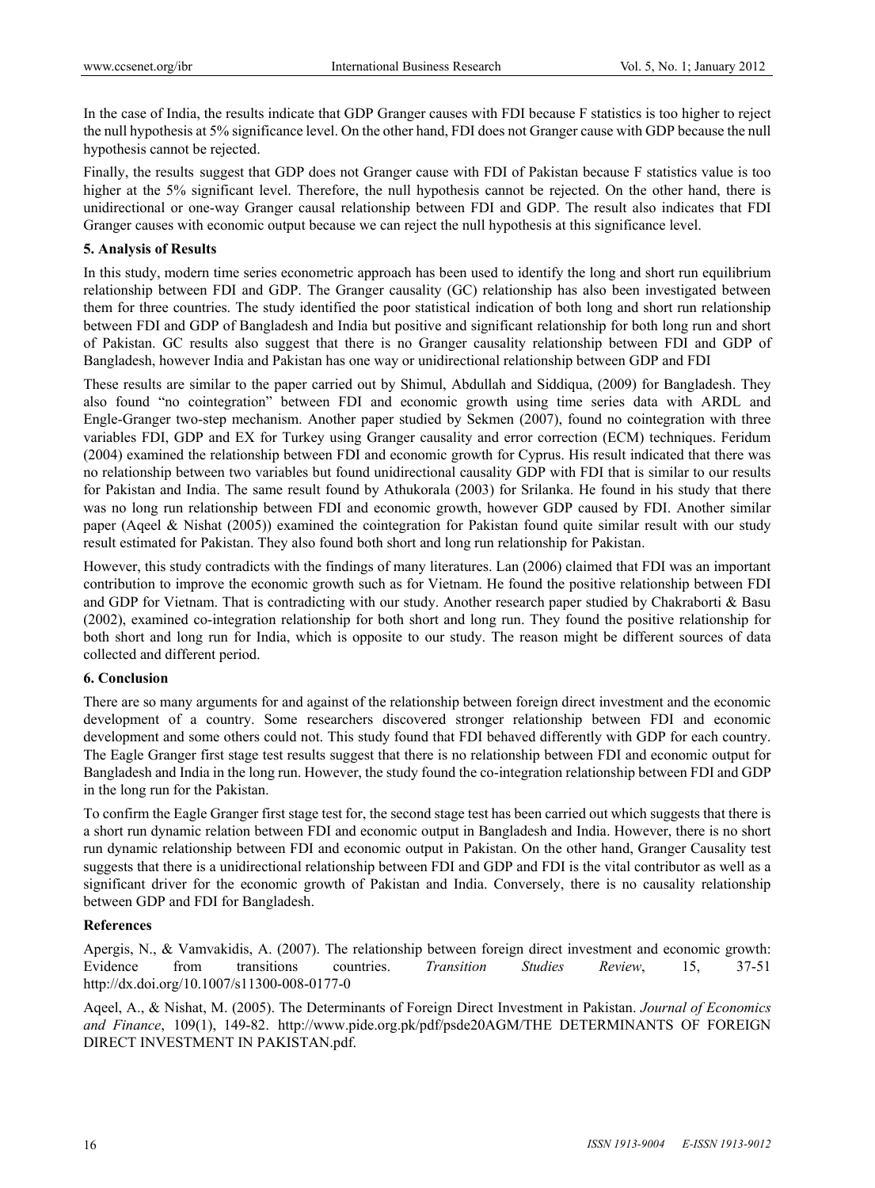In the case of India, the results indicate that GDP Granger causes with FDI because F statistics is too higher to reject the null hypothesis at 5% significance level. On the other hand, FDI does not Granger cause with GDP because the null hypothesis cannot be rejected.

Finally, the results suggest that GDP does not Granger cause with FDI of Pakistan because F statistics value is too higher at the 5% significant level. Therefore, the null hypothesis cannot be rejected. On the other hand, there is unidirectional or one-way Granger causal relationship between FDI and GDP. The result also indicates that FDI Granger causes with economic output because we can reject the null hypothesis at this significance level.

## 5. Analysis of Results

In this study, modern time series econometric approach has been used to identify the long and short run equilibrium relationship between FDI and GDP. The Granger causality (GC) relationship has also been investigated between them for three countries. The study identified the poor statistical indication of both long and short run relationship between FDI and GDP of Bangladesh and India but positive and significant relationship for both long run and short of Pakistan. GC results also suggest that there is no Granger causality relationship between FDI and GDP of Bangladesh, however India and Pakistan has one way or unidirectional relationship between GDP and FDI

These results are similar to the paper carried out by Shimul, Abdullah and Siddiqua, (2009) for Bangladesh. They also found "no cointegration" between FDI and economic growth using time series data with ARDL and Engle-Granger two-step mechanism. Another paper studied by Sekmen (2007), found no cointegration with three variables FDI, GDP and EX for Turkey using Granger causality and error correction (ECM) techniques. Feridum (2004) examined the relationship between FDI and economic growth for Cyprus. His result indicated that there was no relationship between two variables but found unidirectional causality GDP with FDI that is similar to our results for Pakistan and India. The same result found by Athukorala (2003) for Srilanka. He found in his study that there was no long run relationship between FDI and economic growth, however GDP caused by FDI. Another similar paper (Aqeel & Nishat (2005)) examined the cointegration for Pakistan found quite similar result with our study result estimated for Pakistan. They also found both short and long run relationship for Pakistan.

However, this study contradicts with the findings of many literatures. Lan (2006) claimed that FDI was an important contribution to improve the economic growth such as for Vietnam. He found the positive relationship between FDI and GDP for Vietnam. That is contradicting with our study. Another research paper studied by Chakraborti & Basu (2002), examined co-integration relationship for both short and long run. They found the positive relationship for both short and long run for India, which is opposite to our study. The reason might be different sources of data collected and different period.

## 6. Conclusion

There are so many arguments for and against of the relationship between foreign direct investment and the economic development of a country. Some researchers discovered stronger relationship between FDI and economic development and some others could not. This study found that FDI behaved differently with GDP for each country. The Eagle Granger first stage test results suggest that there is no relationship between FDI and economic output for Bangladesh and India in the long run. However, the study found the co-integration relationship between FDI and GDP in the long run for the Pakistan.

To confirm the Eagle Granger first stage test for, the second stage test has been carried out which suggests that there is a short run dynamic relation between FDI and economic output in Bangladesh and India. However, there is no short run dynamic relationship between FDI and economic output in Pakistan. On the other hand, Granger Causality test suggests that there is a unidirectional relationship between FDI and GDP and FDI is the vital contributor as well as a significant driver for the economic growth of Pakistan and India. Conversely, there is no causality relationship between GDP and FDI for Bangladesh.

## References

Apergis, N., & Vamvakidis, A. (2007). The relationship between foreign direct investment and economic growth: Evidence from transitions countries. *Transition Studies Review*, 15, 37-51 http://dx.doi.org/10.1007/s11300-008-0177-0

Aqeel, A., & Nishat, M. (2005). The Determinants of Foreign Direct Investment in Pakistan. *Journal of Economics and Finance*, 109(1), 149-82. http://www.pide.org.pk/pdf/psde20AGM/THE DETERMINANTS OF FOREIGN DIRECT INVESTMENT IN PAKISTAN.pdf.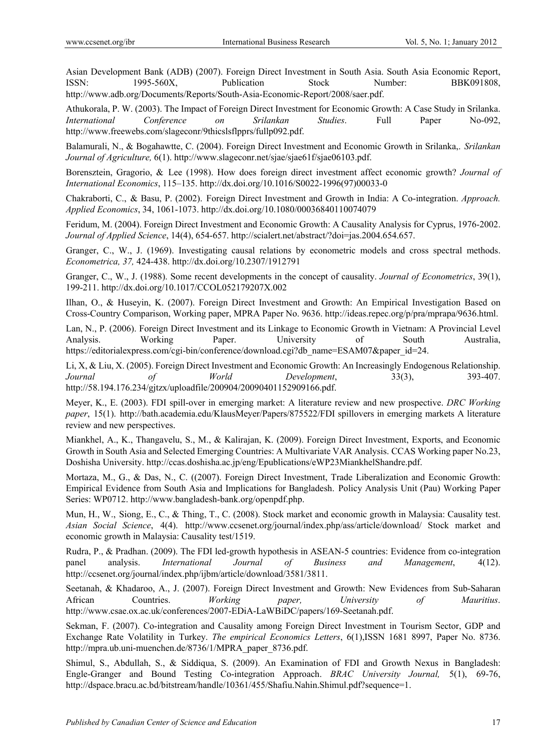Asian Development Bank (ADB) (2007). Foreign Direct Investment in South Asia. South Asia Economic Report, ISSN: 1995-560X, Publication Stock Number: BBK091808, http://www.adb.org/Documents/Reports/South-Asia-Economic-Report/2008/saer.pdf.

Athukorala, P. W. (2003). The Impact of Foreign Direct Investment for Economic Growth: A Case Study in Srilanka. *International Conference on Srilankan Studies*. Full Paper No-092, http://www.freewebs.com/slageconr/9thicslsflpprs/fullp092.pdf.

Balamurali, N., & Bogahawtte, C. (2004). Foreign Direct Investment and Economic Growth in Srilanka,. *Srilankan Journal of Agriculture,* 6(1). http://www.slageconr.net/sjae/sjae61f/sjae06103.pdf.

Borensztein, Gragorio, & Lee (1998). How does foreign direct investment affect economic growth? *Journal of International Economics*, 115–135. http://dx.doi.org/10.1016/S0022-1996(97)00033-0

Chakraborti, C., & Basu, P. (2002). Foreign Direct Investment and Growth in India: A Co-integration. *Approach. Applied Economics*, 34, 1061-1073. http://dx.doi.org/10.1080/00036840110074079

Feridum, M. (2004). Foreign Direct Investment and Economic Growth: A Causality Analysis for Cyprus, 1976-2002. *Journal of Applied Science*, 14(4), 654-657. http://scialert.net/abstract/?doi=jas.2004.654.657.

Granger, C., W., J. (1969). Investigating causal relations by econometric models and cross spectral methods. *Econometrica, 37,* 424-438. http://dx.doi.org/10.2307/1912791

Granger, C., W., J. (1988). Some recent developments in the concept of causality. *Journal of Econometrics*, 39(1), 199-211. http://dx.doi.org/10.1017/CCOL052179207X.002

Ilhan, O., & Huseyin, K. (2007). Foreign Direct Investment and Growth: An Empirical Investigation Based on Cross-Country Comparison, Working paper, MPRA Paper No. 9636. http://ideas.repec.org/p/pra/mprapa/9636.html.

Lan, N., P. (2006). Foreign Direct Investment and its Linkage to Economic Growth in Vietnam: A Provincial Level Analysis. Working Paper. University of South Australia, https://editorialexpress.com/cgi-bin/conference/download.cgi?db_name=ESAM07&paper_id=24.

Li, X, & Liu, X. (2005). Foreign Direct Investment and Economic Growth: An Increasingly Endogenous Relationship. *Journal of World Development*, 33(3), 393-407. http://58.194.176.234/gjtzx/uploadfile/200904/20090401152909166.pdf.

Meyer, K., E. (2003). FDI spill-over in emerging market: A literature review and new prospective. *DRC Working paper*, 15(1). http://bath.academia.edu/KlausMeyer/Papers/875522/FDI spillovers in emerging markets A literature review and new perspectives.

Miankhel, A., K., Thangavelu, S., M., & Kalirajan, K. (2009). Foreign Direct Investment, Exports, and Economic Growth in South Asia and Selected Emerging Countries: A Multivariate VAR Analysis. CCAS Working paper No.23, Doshisha University. http://ccas.doshisha.ac.jp/eng/Epublications/eWP23MiankhelShandre.pdf.

Mortaza, M., G., & Das, N., C. ((2007). Foreign Direct Investment, Trade Liberalization and Economic Growth: Empirical Evidence from South Asia and Implications for Bangladesh. Policy Analysis Unit (Pau) Working Paper Series: WP0712. http://www.bangladesh-bank.org/openpdf.php.

Mun, H., W., Siong, E., C., & Thing, T., C. (2008). Stock market and economic growth in Malaysia: Causality test. *Asian Social Science*, 4(4). http://www.ccsenet.org/journal/index.php/ass/article/download/ Stock market and economic growth in Malaysia: Causality test/1519.

Rudra, P., & Pradhan. (2009). The FDI led-growth hypothesis in ASEAN-5 countries: Evidence from co-integration panel analysis. *International Journal of Business and Management*, 4(12). http://ccsenet.org/journal/index.php/ijbm/article/download/3581/3811.

Seetanah, & Khadaroo, A., J. (2007). Foreign Direct Investment and Growth: New Evidences from Sub-Saharan African Countries. *Working paper, University of Mauritius*. http://www.csae.ox.ac.uk/conferences/2007-EDiA-LaWBiDC/papers/169-Seetanah.pdf.

Sekman, F. (2007). Co-integration and Causality among Foreign Direct Investment in Tourism Sector, GDP and Exchange Rate Volatility in Turkey. *The empirical Economics Letters*, 6(1),ISSN 1681 8997, Paper No. 8736. http://mpra.ub.uni-muenchen.de/8736/1/MPRA_paper_8736.pdf.

Shimul, S., Abdullah, S., & Siddiqua, S. (2009). An Examination of FDI and Growth Nexus in Bangladesh: Engle-Granger and Bound Testing Co-integration Approach. *BRAC University Journal,* 5(1), 69-76, http://dspace.bracu.ac.bd/bitstream/handle/10361/455/Shafiu.Nahin.Shimul.pdf?sequence=1.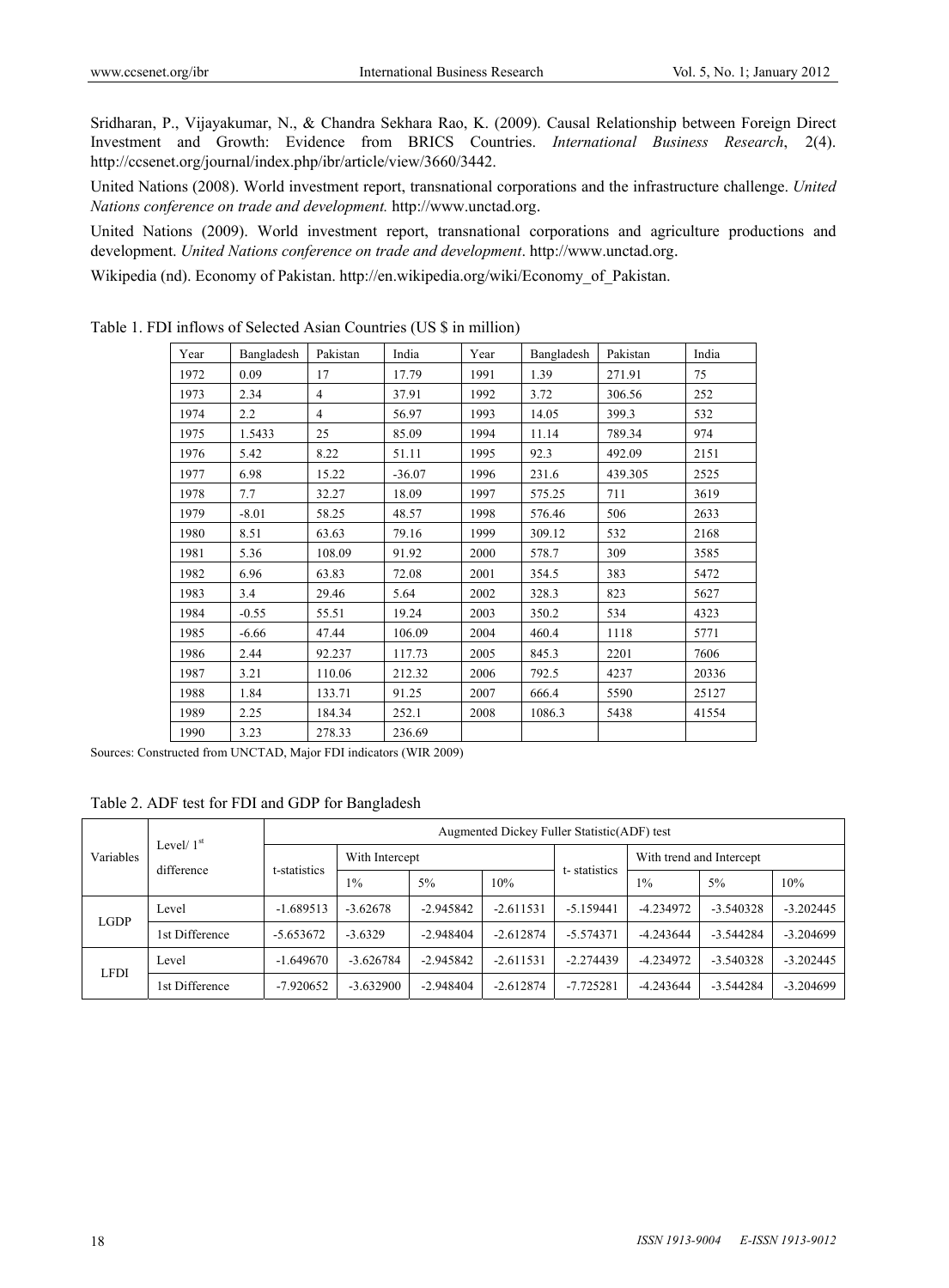Sridharan, P., Vijayakumar, N., & Chandra Sekhara Rao, K. (2009). Causal Relationship between Foreign Direct Investment and Growth: Evidence from BRICS Countries. *International Business Research*, 2(4). http://ccsenet.org/journal/index.php/ibr/article/view/3660/3442.

United Nations (2008). World investment report, transnational corporations and the infrastructure challenge. *United Nations conference on trade and development.* http://www.unctad.org.

United Nations (2009). World investment report, transnational corporations and agriculture productions and development. *United Nations conference on trade and development*. http://www.unctad.org.

Wikipedia (nd). Economy of Pakistan. http://en.wikipedia.org/wiki/Economy_of_Pakistan.

Table 1. FDI inflows of Selected Asian Countries (US $ in million)

| Year | Bangladesh | Pakistan | India | Year | Bangladesh | Pakistan | India |
|---|---|---|---|---|---|---|---|
| 1972 | 0.09 | 17 | 17.79 | 1991 | 1.39 | 271.91 | 75 |
| 1973 | 2.34 | 4 | 37.91 | 1992 | 3.72 | 306.56 | 252 |
| 1974 | 2.2 | 4 | 56.97 | 1993 | 14.05 | 399.3 | 532 |
| 1975 | 1.5433 | 25 | 85.09 | 1994 | 11.14 | 789.34 | 974 |
| 1976 | 5.42 | 8.22 | 51.11 | 1995 | 92.3 | 492.09 | 2151 |
| 1977 | 6.98 | 15.22 | -36.07 | 1996 | 231.6 | 439.305 | 2525 |
| 1978 | 7.7 | 32.27 | 18.09 | 1997 | 575.25 | 711 | 3619 |
| 1979 | -8.01 | 58.25 | 48.57 | 1998 | 576.46 | 506 | 2633 |
| 1980 | 8.51 | 63.63 | 79.16 | 1999 | 309.12 | 532 | 2168 |
| 1981 | 5.36 | 108.09 | 91.92 | 2000 | 578.7 | 309 | 3585 |
| 1982 | 6.96 | 63.83 | 72.08 | 2001 | 354.5 | 383 | 5472 |
| 1983 | 3.4 | 29.46 | 5.64 | 2002 | 328.3 | 823 | 5627 |
| 1984 | -0.55 | 55.51 | 19.24 | 2003 | 350.2 | 534 | 4323 |
| 1985 | -6.66 | 47.44 | 106.09 | 2004 | 460.4 | 1118 | 5771 |
| 1986 | 2.44 | 92.237 | 117.73 | 2005 | 845.3 | 2201 | 7606 |
| 1987 | 3.21 | 110.06 | 212.32 | 2006 | 792.5 | 4237 | 20336 |
| 1988 | 1.84 | 133.71 | 91.25 | 2007 | 666.4 | 5590 | 25127 |
| 1989 | 2.25 | 184.34 | 252.1 | 2008 | 1086.3 | 5438 | 41554 |
| 1990 | 3.23 | 278.33 | 236.69 | | | | |

Sources: Constructed from UNCTAD, Major FDI indicators (WIR 2009)

Table 2. ADF test for FDI and GDP for Bangladesh

| Variables | Level/ 1st difference | Augmented Dickey Fuller Statistic(ADF) test | | | | | | | |
|---|---|---|---|---|---|---|---|---|---|
| | | t-statistics | With Intercept | | | t- statistics | With trend and Intercept | | |
| | | | 1% | 5% | 10% | | 1% | 5% | 10% |
| LGDP | Level | -1.689513 | -3.62678 | -2.945842 | -2.611531 | -5.159441 | -4.234972 | -3.540328 | -3.202445 |
| | 1st Difference | -5.653672 | -3.6329 | -2.948404 | -2.612874 | -5.574371 | -4.243644 | -3.544284 | -3.204699 |
| LFDI | Level | -1.649670 | -3.626784 | -2.945842 | -2.611531 | -2.274439 | -4.234972 | -3.540328 | -3.202445 |
| | 1st Difference | -7.920652 | -3.632900 | -2.948404 | -2.612874 | -7.725281 | -4.243644 | -3.544284 | -3.204699 |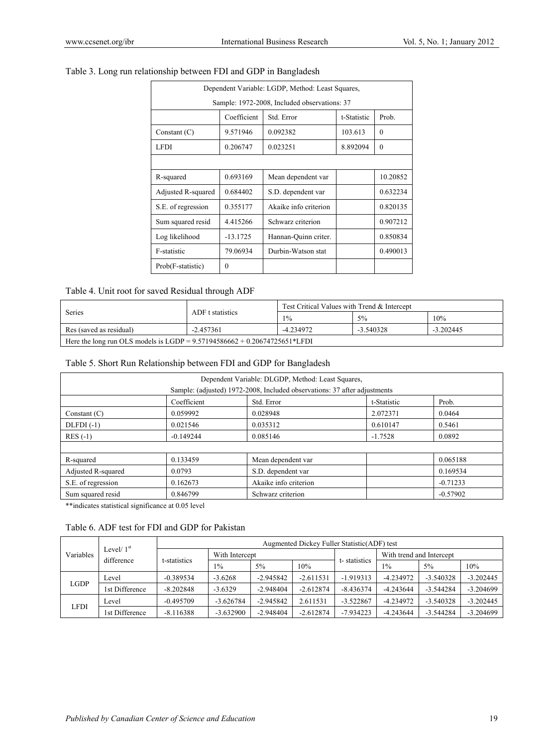Table 3. Long run relationship between FDI and GDP in Bangladesh

| Dependent Variable: LGDP, Method: Least Squares, Sample: 1972-2008, Included observations: 37 | | | | |
|---|---|---|---|---|
| | Coefficient | Std. Error | t-Statistic | Prob. |
| Constant (C) | 9.571946 | 0.092382 | 103.613 | 0 |
| LFDI | 0.206747 | 0.023251 | 8.892094 | 0 |
| | | | | |
| R-squared | 0.693169 | Mean dependent var | | 10.20852 |
| Adjusted R-squared | 0.684402 | S.D. dependent var | | 0.632234 |
| S.E. of regression | 0.355177 | Akaike info criterion | | 0.820135 |
| Sum squared resid | 4.415266 | Schwarz criterion | | 0.907212 |
| Log likelihood | -13.1725 | Hannan-Quinn criter. | | 0.850834 |
| F-statistic | 79.06934 | Durbin-Watson stat | | 0.490013 |
| Prob(F-statistic) | 0 | | | |

Table 4. Unit root for saved Residual through ADF

| Series | ADF t statistics | Test Critical Values with Trend & Intercept | | |
|---|---|---|---|---|
| | | 1% | 5% | 10% |
| Res (saved as residual) | -2.457361 | -4.234972 | -3.540328 | -3.202445 |
| Here the long run OLS models is LGDP = 9.57194586662 + 0.20674725651*LFDI | | | | |

Table 5. Short Run Relationship between FDI and GDP for Bangladesh

| Dependent Variable: DLGDP, Method: Least Squares, Sample: (adjusted) 1972-2008, Included observations: 37 after adjustments | | | | |
|---|---|---|---|---|
| | Coefficient | Std. Error | t-Statistic | Prob. |
| Constant (C) | 0.059992 | 0.028948 | 2.072371 | 0.0464 |
| DLFDI (-1) | 0.021546 | 0.035312 | 0.610147 | 0.5461 |
| RES (-1) | -0.149244 | 0.085146 | -1.7528 | 0.0892 |
| | | | | |
| R-squared | 0.133459 | Mean dependent var | | 0.065188 |
| Adjusted R-squared | 0.0793 | S.D. dependent var | | 0.169534 |
| S.E. of regression | 0.162673 | Akaike info criterion | | -0.71233 |
| Sum squared resid | 0.846799 | Schwarz criterion | | -0.57902 |

**indicates statistical significance at 0.05 level

Table 6. ADF test for FDI and GDP for Pakistan

| Variables | Level/ 1st difference | Augmented Dickey Fuller Statistic(ADF) test | | | | | | | |
|---|---|---|---|---|---|---|---|---|---|
| | | t-statistics | With Intercept | | | t- statistics | With trend and Intercept | | |
| | | | 1% | 5% | 10% | | 1% | 5% | 10% |
| LGDP | Level | -0.389534 | -3.6268 | -2.945842 | -2.611531 | -1.919313 | -4.234972 | -3.540328 | -3.202445 |
| | 1st Difference | -8.202848 | -3.6329 | -2.948404 | -2.612874 | -8.436374 | -4.243644 | -3.544284 | -3.204699 |
| LFDI | Level | -0.495709 | -3.626784 | -2.945842 | 2.611531 | -3.522867 | -4.234972 | -3.540328 | -3.202445 |
| | 1st Difference | -8.116388 | -3.632900 | -2.948404 | -2.612874 | -7.934223 | -4.243644 | -3.544284 | -3.204699 |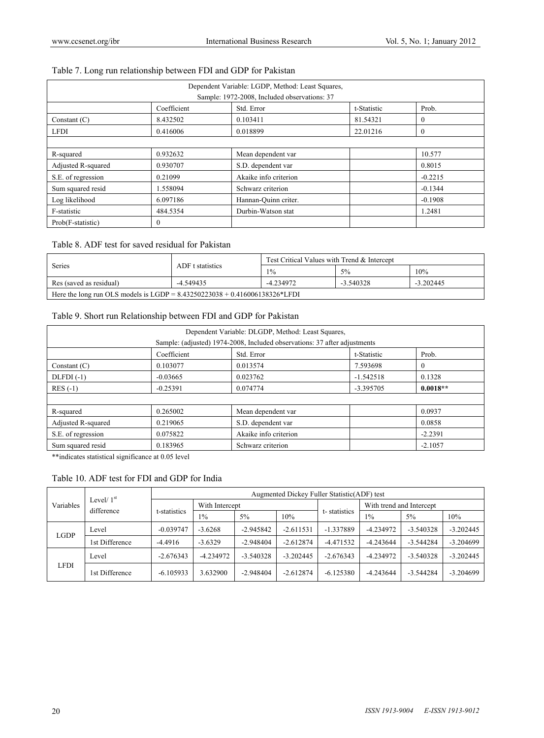Table 7. Long run relationship between FDI and GDP for Pakistan

| Dependent Variable: LGDP, Method: Least Squares, Sample: 1972-2008, Included observations: 37 | | | | |
|---|---|---|---|---|
| | Coefficient | Std. Error | t-Statistic | Prob. |
| Constant (C) | 8.432502 | 0.103411 | 81.54321 | 0 |
| LFDI | 0.416006 | 0.018899 | 22.01216 | 0 |
| | | | | |
| R-squared | 0.932632 | Mean dependent var | | 10.577 |
| Adjusted R-squared | 0.930707 | S.D. dependent var | | 0.8015 |
| S.E. of regression | 0.21099 | Akaike info criterion | | -0.2215 |
| Sum squared resid | 1.558094 | Schwarz criterion | | -0.1344 |
| Log likelihood | 6.097186 | Hannan-Quinn criter. | | -0.1908 |
| F-statistic | 484.5354 | Durbin-Watson stat | | 1.2481 |
| Prob(F-statistic) | 0 | | | |

Table 8. ADF test for saved residual for Pakistan

| Series | ADF t statistics | Test Critical Values with Trend & Intercept | | |
|---|---|---|---|---|
| | | 1% | 5% | 10% |
| Res (saved as residual) | -4.549435 | -4.234972 | -3.540328 | -3.202445 |
| Here the long run OLS models is LGDP = 8.43250223038 + 0.416006138326*LFDI | | | | |

Table 9. Short run Relationship between FDI and GDP for Pakistan

| Dependent Variable: DLGDP, Method: Least Squares, Sample: (adjusted) 1974-2008, Included observations: 37 after adjustments | | | | |
|---|---|---|---|---|
| | Coefficient | Std. Error | t-Statistic | Prob. |
| Constant (C) | 0.103077 | 0.013574 | 7.593698 | 0 |
| DLFDI (-1) | -0.03665 | 0.023762 | -1.542518 | 0.1328 |
| RES (-1) | -0.25391 | 0.074774 | -3.395705 | **0.0018**** |
| | | | | |
| R-squared | 0.265002 | Mean dependent var | | 0.0937 |
| Adjusted R-squared | 0.219065 | S.D. dependent var | | 0.0858 |
| S.E. of regression | 0.075822 | Akaike info criterion | | -2.2391 |
| Sum squared resid | 0.183965 | Schwarz criterion | | -2.1057 |

**indicates statistical significance at 0.05 level

Table 10. ADF test for FDI and GDP for India

| Variables | Level/ 1st difference | Augmented Dickey Fuller Statistic(ADF) test | | | | | | | |
|---|---|---|---|---|---|---|---|---|---|
| | | t-statistics | With Intercept | | | t- statistics | With trend and Intercept | | |
| | | | 1% | 5% | 10% | | 1% | 5% | 10% |
| LGDP | Level | -0.039747 | -3.6268 | -2.945842 | -2.611531 | -1.337889 | -4.234972 | -3.540328 | -3.202445 |
| | 1st Difference | -4.4916 | -3.6329 | -2.948404 | -2.612874 | -4.471532 | -4.243644 | -3.544284 | -3.204699 |
| LFDI | Level | -2.676343 | -4.234972 | -3.540328 | -3.202445 | -2.676343 | -4.234972 | -3.540328 | -3.202445 |
| | 1st Difference | -6.105933 | 3.632900 | -2.948404 | -2.612874 | -6.125380 | -4.243644 | -3.544284 | -3.204699 |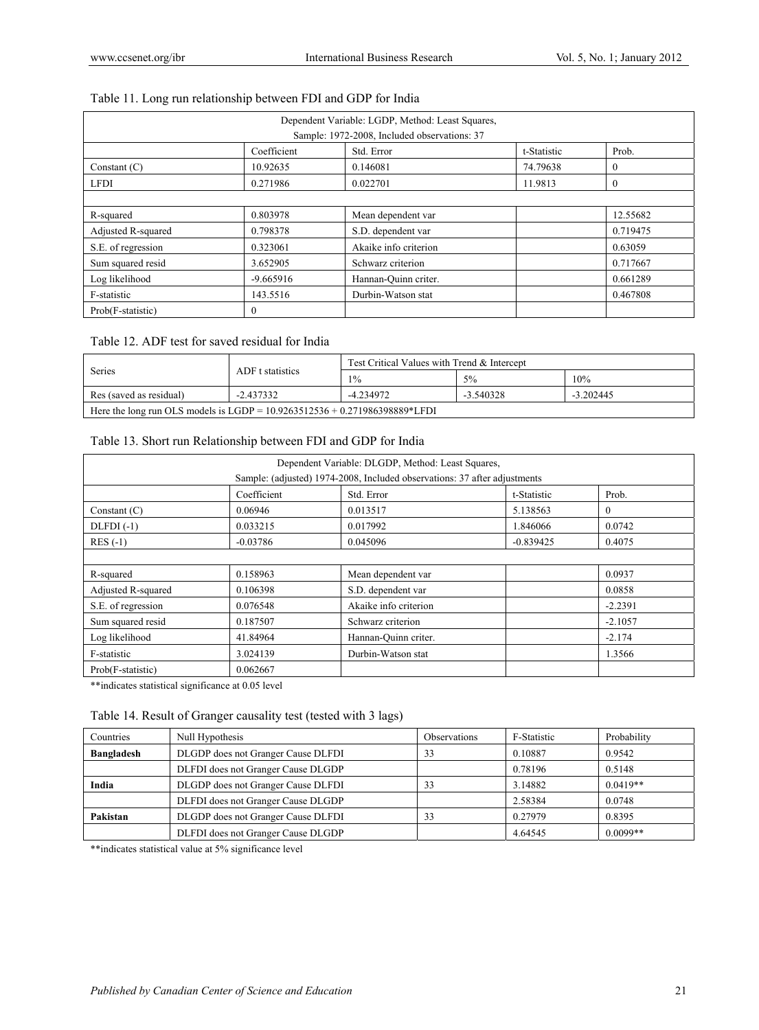Table 11. Long run relationship between FDI and GDP for India

| Dependent Variable: LGDP, Method: Least Squares, Sample: 1972-2008, Included observations: 37 | | | | |
|---|---|---|---|---|
| | Coefficient | Std. Error | t-Statistic | Prob. |
| Constant (C) | 10.92635 | 0.146081 | 74.79638 | 0 |
| LFDI | 0.271986 | 0.022701 | 11.9813 | 0 |
| | | | | |
| R-squared | 0.803978 | Mean dependent var | | 12.55682 |
| Adjusted R-squared | 0.798378 | S.D. dependent var | | 0.719475 |
| S.E. of regression | 0.323061 | Akaike info criterion | | 0.63059 |
| Sum squared resid | 3.652905 | Schwarz criterion | | 0.717667 |
| Log likelihood | -9.665916 | Hannan-Quinn criter. | | 0.661289 |
| F-statistic | 143.5516 | Durbin-Watson stat | | 0.467808 |
| Prob(F-statistic) | 0 | | | |

Table 12. ADF test for saved residual for India

| Series | ADF t statistics | Test Critical Values with Trend & Intercept | | |
|---|---|---|---|---|
| | | 1% | 5% | 10% |
| Res (saved as residual) | -2.437332 | -4.234972 | -3.540328 | -3.202445 |
| Here the long run OLS models is LGDP = 10.9263512536 + 0.271986398889*LFDI | | | | |

Table 13. Short run Relationship between FDI and GDP for India

| Dependent Variable: DLGDP, Method: Least Squares, Sample: (adjusted) 1974-2008, Included observations: 37 after adjustments | | | | |
|---|---|---|---|---|
| | Coefficient | Std. Error | t-Statistic | Prob. |
| Constant (C) | 0.06946 | 0.013517 | 5.138563 | 0 |
| DLFDI (-1) | 0.033215 | 0.017992 | 1.846066 | 0.0742 |
| RES (-1) | -0.03786 | 0.045096 | -0.839425 | 0.4075 |
| | | | | |
| R-squared | 0.158963 | Mean dependent var | | 0.0937 |
| Adjusted R-squared | 0.106398 | S.D. dependent var | | 0.0858 |
| S.E. of regression | 0.076548 | Akaike info criterion | | -2.2391 |
| Sum squared resid | 0.187507 | Schwarz criterion | | -2.1057 |
| Log likelihood | 41.84964 | Hannan-Quinn criter. | | -2.174 |
| F-statistic | 3.024139 | Durbin-Watson stat | | 1.3566 |
| Prob(F-statistic) | 0.062667 | | | |

**indicates statistical significance at 0.05 level

Table 14. Result of Granger causality test (tested with 3 lags)

| Countries | Null Hypothesis | Observations | F-Statistic | Probability |
|---|---|---|---|---|
| **Bangladesh** | DLGDP does not Granger Cause DLFDI | 33 | 0.10887 | 0.9542 |
| | DLFDI does not Granger Cause DLGDP | | 0.78196 | 0.5148 |
| **India** | DLGDP does not Granger Cause DLFDI | 33 | 3.14882 | 0.0419** |
| | DLFDI does not Granger Cause DLGDP | | 2.58384 | 0.0748 |
| **Pakistan** | DLGDP does not Granger Cause DLFDI | 33 | 0.27979 | 0.8395 |
| | DLFDI does not Granger Cause DLGDP | | 4.64545 | 0.0099** |

**indicates statistical value at 5% significance level